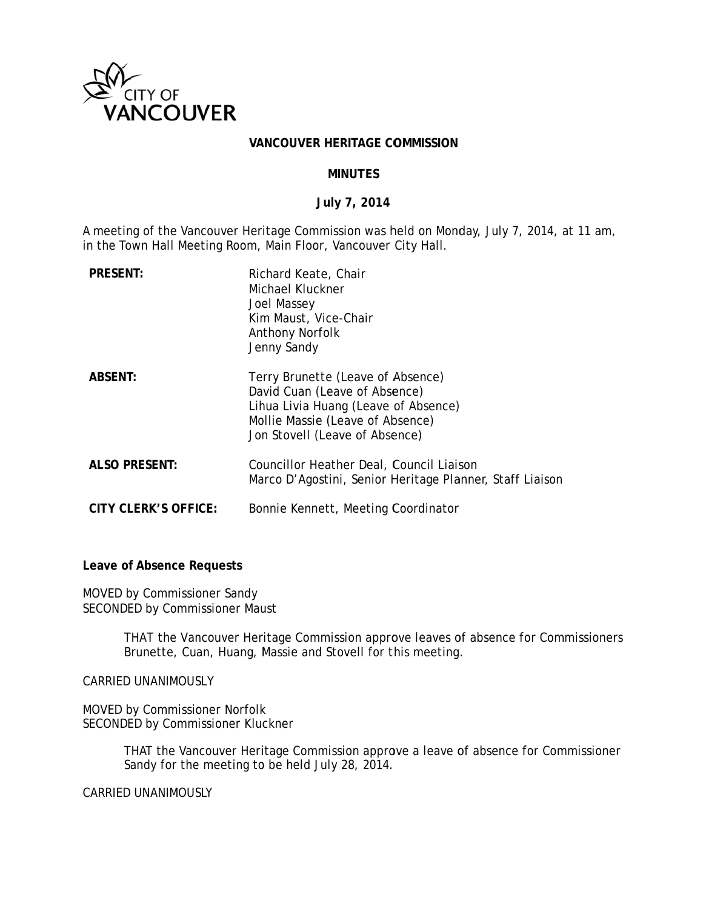CITY OF VANCOUVER

# VANCOUVER HERITAGE COMMISSION

## MINUTES

**July 7, 2014**

A meeting of the Vancouver Heritage Commission was held on Monday, July 7, 2014, at 11 am, in the Town Hall Meeting Room, Main Floor, Vancouver City Hall.

| | |
|---|---|
| **PRESENT:** | Richard Keate, Chair<br>Michael Kluckner<br>Joel Massey<br>Kim Maust, Vice-Chair<br>Anthony Norfolk<br>Jenny Sandy |
| **ABSENT:** | Terry Brunette (Leave of Absence)<br>David Cuan (Leave of Absence)<br>Lihua Livia Huang (Leave of Absence)<br>Mollie Massie (Leave of Absence)<br>Jon Stovell (Leave of Absence) |
| **ALSO PRESENT:** | Councillor Heather Deal, Council Liaison<br>Marco D'Agostini, Senior Heritage Planner, Staff Liaison |
| **CITY CLERK'S OFFICE:** | Bonnie Kennett, Meeting Coordinator |

**Leave of Absence Requests**

MOVED by Commissioner Sandy
SECONDED by Commissioner Maust

> THAT the Vancouver Heritage Commission approve leaves of absence for Commissioners Brunette, Cuan, Huang, Massie and Stovell for this meeting.

CARRIED UNANIMOUSLY

MOVED by Commissioner Norfolk
SECONDED by Commissioner Kluckner

> THAT the Vancouver Heritage Commission approve a leave of absence for Commissioner Sandy for the meeting to be held July 28, 2014.

CARRIED UNANIMOUSLY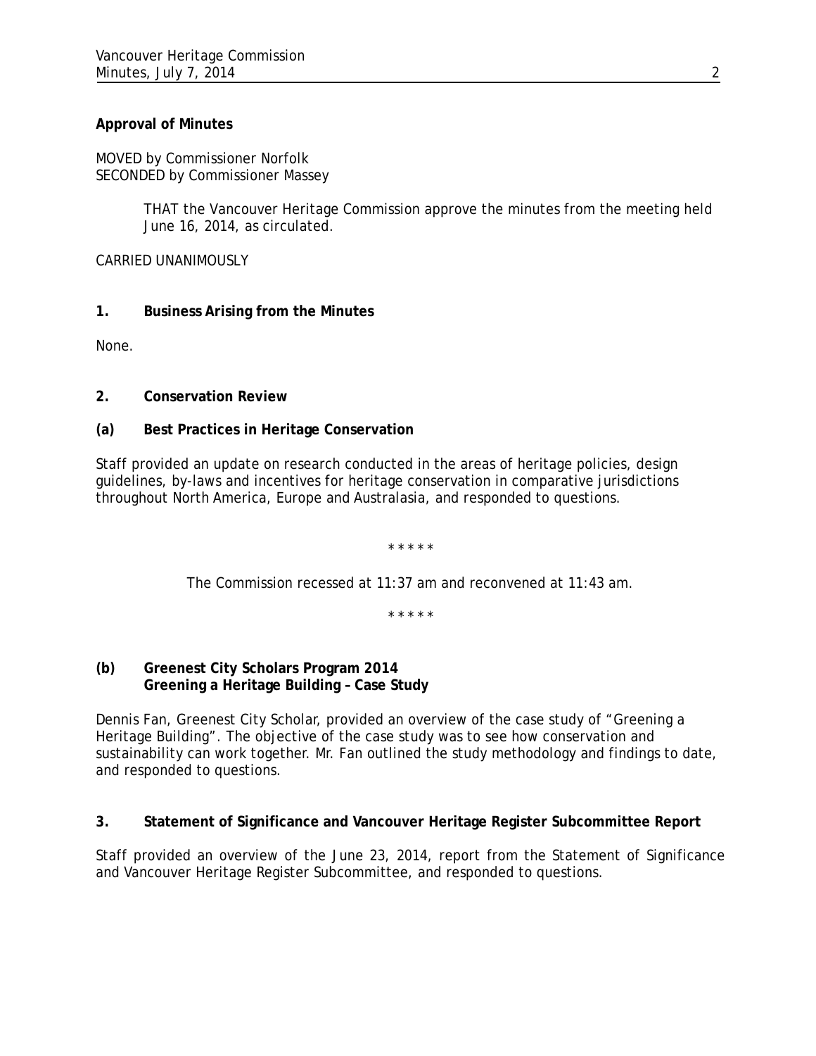**Approval of Minutes**

MOVED by Commissioner Norfolk
SECONDED by Commissioner Massey

> THAT the Vancouver Heritage Commission approve the minutes from the meeting held June 16, 2014, as circulated.

CARRIED UNANIMOUSLY

**1. Business Arising from the Minutes**

None.

**2. Conservation Review**

**(a) Best Practices in Heritage Conservation**

Staff provided an update on research conducted in the areas of heritage policies, design guidelines, by-laws and incentives for heritage conservation in comparative jurisdictions throughout North America, Europe and Australasia, and responded to questions.

\* \* \* \* \*

The Commission recessed at 11:37 am and reconvened at 11:43 am.

\* \* \* \* \*

**(b) Greenest City Scholars Program 2014**
**Greening a Heritage Building – Case Study**

Dennis Fan, Greenest City Scholar, provided an overview of the case study of "Greening a Heritage Building". The objective of the case study was to see how conservation and sustainability can work together. Mr. Fan outlined the study methodology and findings to date, and responded to questions.

**3. Statement of Significance and Vancouver Heritage Register Subcommittee Report**

Staff provided an overview of the June 23, 2014, report from the Statement of Significance and Vancouver Heritage Register Subcommittee, and responded to questions.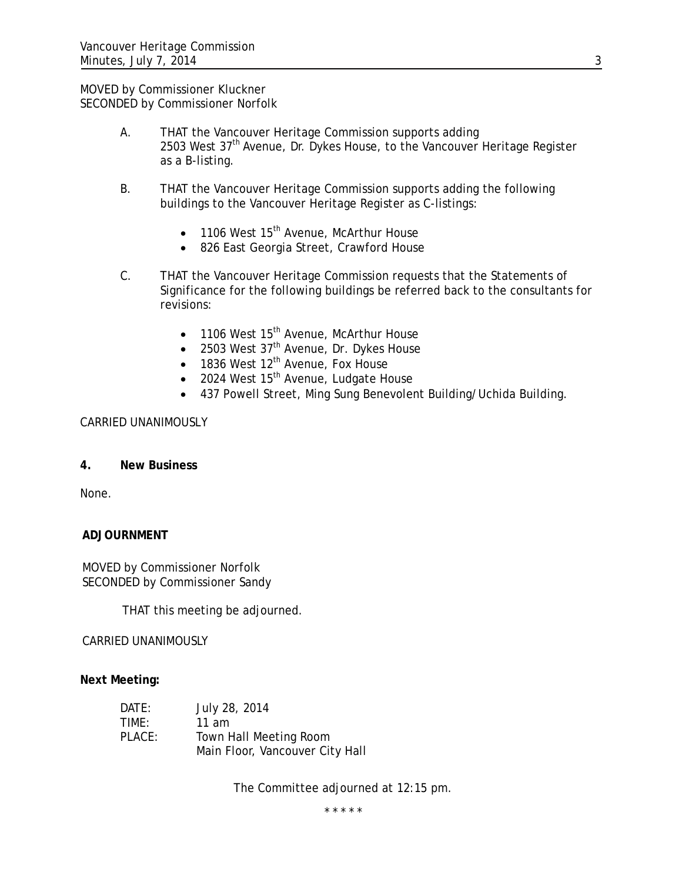MOVED by Commissioner Kluckner
SECONDED by Commissioner Norfolk

A. THAT the Vancouver Heritage Commission supports adding 2503 West 37th Avenue, Dr. Dykes House, to the Vancouver Heritage Register as a B-listing.

B. THAT the Vancouver Heritage Commission supports adding the following buildings to the Vancouver Heritage Register as C-listings:

- 1106 West 15th Avenue, McArthur House
- 826 East Georgia Street, Crawford House

C. THAT the Vancouver Heritage Commission requests that the Statements of Significance for the following buildings be referred back to the consultants for revisions:

- 1106 West 15th Avenue, McArthur House
- 2503 West 37th Avenue, Dr. Dykes House
- 1836 West 12th Avenue, Fox House
- 2024 West 15th Avenue, Ludgate House
- 437 Powell Street, Ming Sung Benevolent Building/Uchida Building.

CARRIED UNANIMOUSLY

**4. New Business**

None.

**ADJOURNMENT**

MOVED by Commissioner Norfolk
SECONDED by Commissioner Sandy

THAT this meeting be adjourned.

CARRIED UNANIMOUSLY

**Next Meeting:**

| | |
|---|---|
| DATE: | July 28, 2014 |
| TIME: | 11 am |
| PLACE: | Town Hall Meeting Room<br>Main Floor, Vancouver City Hall |

The Committee adjourned at 12:15 pm.

\* \* \* \* \*